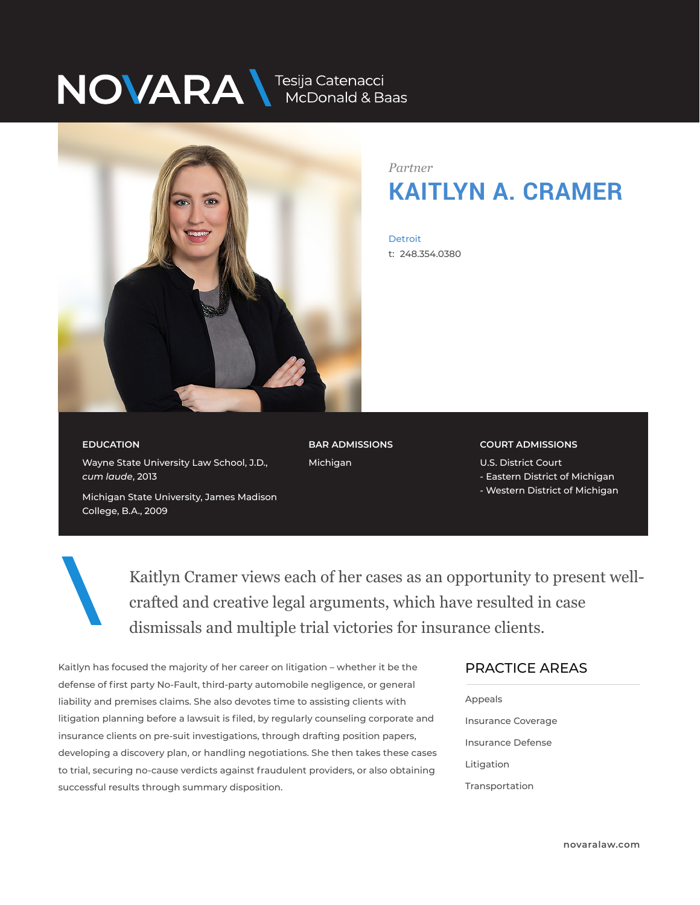NOVARA \ Tesija Catenacci McDonald & Baas

*Partner*

# KAITLYN A. CRAMER

Detroit

t: 248.354.0380

### EDUCATION

Wayne State University Law School, J.D., *cum laude*, 2013

Michigan State University, James Madison College, B.A., 2009

### BAR ADMISSIONS

Michigan

### COURT ADMISSIONS

U.S. District Court
- Eastern District of Michigan
- Western District of Michigan

Kaitlyn Cramer views each of her cases as an opportunity to present well-crafted and creative legal arguments, which have resulted in case dismissals and multiple trial victories for insurance clients.

Kaitlyn has focused the majority of her career on litigation – whether it be the defense of first party No-Fault, third-party automobile negligence, or general liability and premises claims. She also devotes time to assisting clients with litigation planning before a lawsuit is filed, by regularly counseling corporate and insurance clients on pre-suit investigations, through drafting position papers, developing a discovery plan, or handling negotiations. She then takes these cases to trial, securing no-cause verdicts against fraudulent providers, or also obtaining successful results through summary disposition.

## PRACTICE AREAS

Appeals

Insurance Coverage

Insurance Defense

Litigation

Transportation

novaralaw.com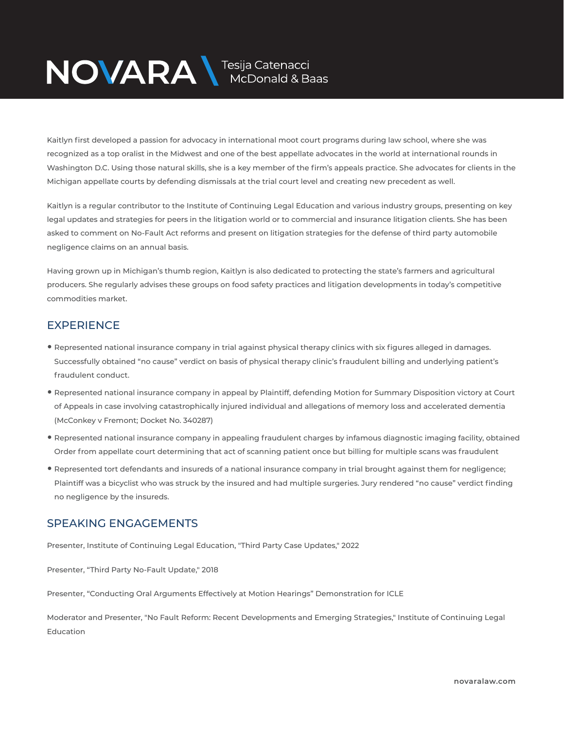Kaitlyn first developed a passion for advocacy in international moot court programs during law school, where she was recognized as a top oralist in the Midwest and one of the best appellate advocates in the world at international rounds in Washington D.C. Using those natural skills, she is a key member of the firm's appeals practice. She advocates for clients in the Michigan appellate courts by defending dismissals at the trial court level and creating new precedent as well.

Kaitlyn is a regular contributor to the Institute of Continuing Legal Education and various industry groups, presenting on key legal updates and strategies for peers in the litigation world or to commercial and insurance litigation clients. She has been asked to comment on No-Fault Act reforms and present on litigation strategies for the defense of third party automobile negligence claims on an annual basis.

Having grown up in Michigan's thumb region, Kaitlyn is also dedicated to protecting the state's farmers and agricultural producers. She regularly advises these groups on food safety practices and litigation developments in today's competitive commodities market.

## EXPERIENCE

- Represented national insurance company in trial against physical therapy clinics with six figures alleged in damages. Successfully obtained "no cause" verdict on basis of physical therapy clinic's fraudulent billing and underlying patient's fraudulent conduct.
- Represented national insurance company in appeal by Plaintiff, defending Motion for Summary Disposition victory at Court of Appeals in case involving catastrophically injured individual and allegations of memory loss and accelerated dementia (McConkey v Fremont; Docket No. 340287)
- Represented national insurance company in appealing fraudulent charges by infamous diagnostic imaging facility, obtained Order from appellate court determining that act of scanning patient once but billing for multiple scans was fraudulent
- Represented tort defendants and insureds of a national insurance company in trial brought against them for negligence; Plaintiff was a bicyclist who was struck by the insured and had multiple surgeries. Jury rendered "no cause" verdict finding no negligence by the insureds.

## SPEAKING ENGAGEMENTS

Presenter, Institute of Continuing Legal Education, "Third Party Case Updates," 2022

Presenter, "Third Party No-Fault Update," 2018

Presenter, "Conducting Oral Arguments Effectively at Motion Hearings" Demonstration for ICLE

Moderator and Presenter, "No Fault Reform: Recent Developments and Emerging Strategies," Institute of Continuing Legal Education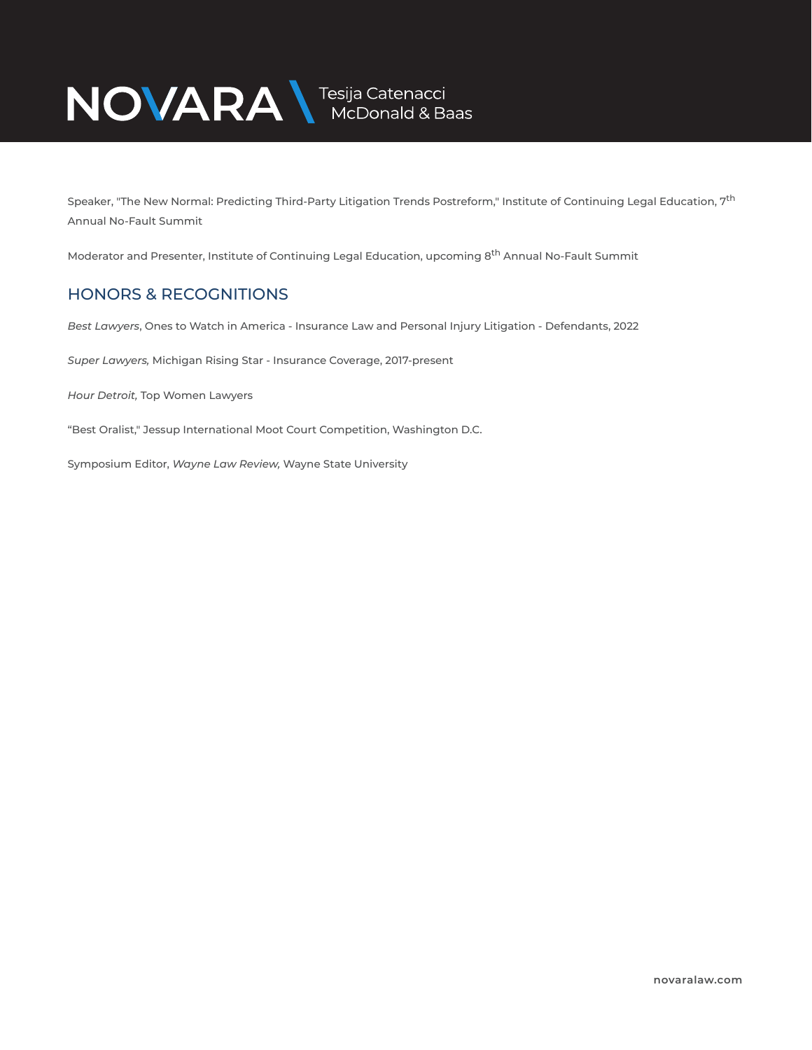Speaker, "The New Normal: Predicting Third-Party Litigation Trends Postreform," Institute of Continuing Legal Education, 7th Annual No-Fault Summit

Moderator and Presenter, Institute of Continuing Legal Education, upcoming 8th Annual No-Fault Summit

## HONORS & RECOGNITIONS

*Best Lawyers*, Ones to Watch in America - Insurance Law and Personal Injury Litigation - Defendants, 2022

*Super Lawyers,* Michigan Rising Star - Insurance Coverage, 2017-present

*Hour Detroit,* Top Women Lawyers

"Best Oralist," Jessup International Moot Court Competition, Washington D.C.

Symposium Editor, *Wayne Law Review,* Wayne State University